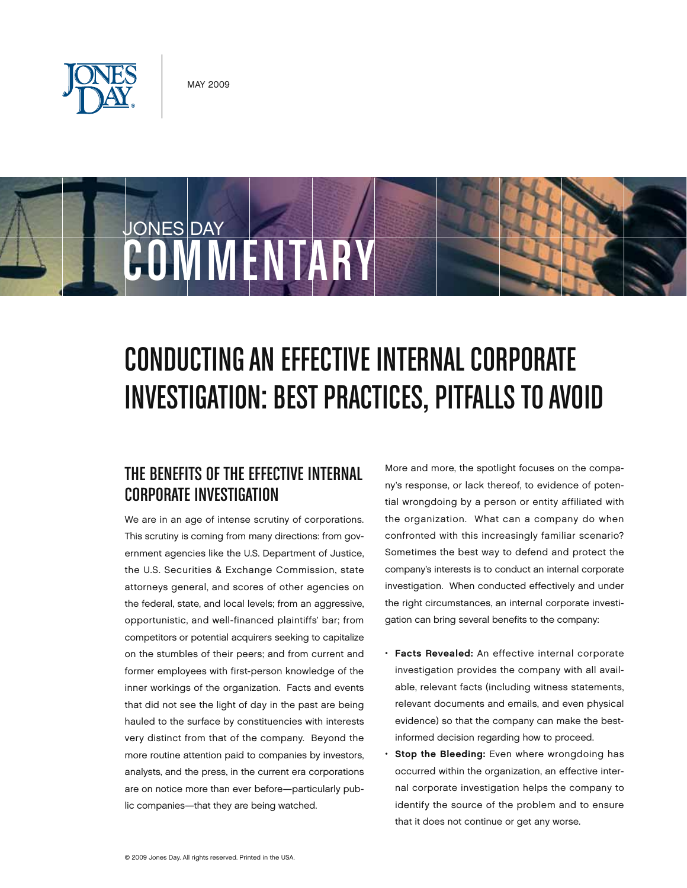MAY 2009

JONES DAY

COMMENTARY

# CONDUCTING AN EFFECTIVE INTERNAL CORPORATE INVESTIGATION: BEST PRACTICES, PITFALLS TO AVOID

## THE BENEFITS OF THE EFFECTIVE INTERNAL CORPORATE INVESTIGATION

We are in an age of intense scrutiny of corporations. This scrutiny is coming from many directions: from government agencies like the U.S. Department of Justice, the U.S. Securities & Exchange Commission, state attorneys general, and scores of other agencies on the federal, state, and local levels; from an aggressive, opportunistic, and well-financed plaintiffs' bar; from competitors or potential acquirers seeking to capitalize on the stumbles of their peers; and from current and former employees with first-person knowledge of the inner workings of the organization. Facts and events that did not see the light of day in the past are being hauled to the surface by constituencies with interests very distinct from that of the company. Beyond the more routine attention paid to companies by investors, analysts, and the press, in the current era corporations are on notice more than ever before—particularly public companies—that they are being watched.

More and more, the spotlight focuses on the company's response, or lack thereof, to evidence of potential wrongdoing by a person or entity affiliated with the organization. What can a company do when confronted with this increasingly familiar scenario? Sometimes the best way to defend and protect the company's interests is to conduct an internal corporate investigation. When conducted effectively and under the right circumstances, an internal corporate investigation can bring several benefits to the company:

- **Facts Revealed:** An effective internal corporate investigation provides the company with all available, relevant facts (including witness statements, relevant documents and emails, and even physical evidence) so that the company can make the best-informed decision regarding how to proceed.
- **Stop the Bleeding:** Even where wrongdoing has occurred within the organization, an effective internal corporate investigation helps the company to identify the source of the problem and to ensure that it does not continue or get any worse.

© 2009 Jones Day. All rights reserved. Printed in the USA.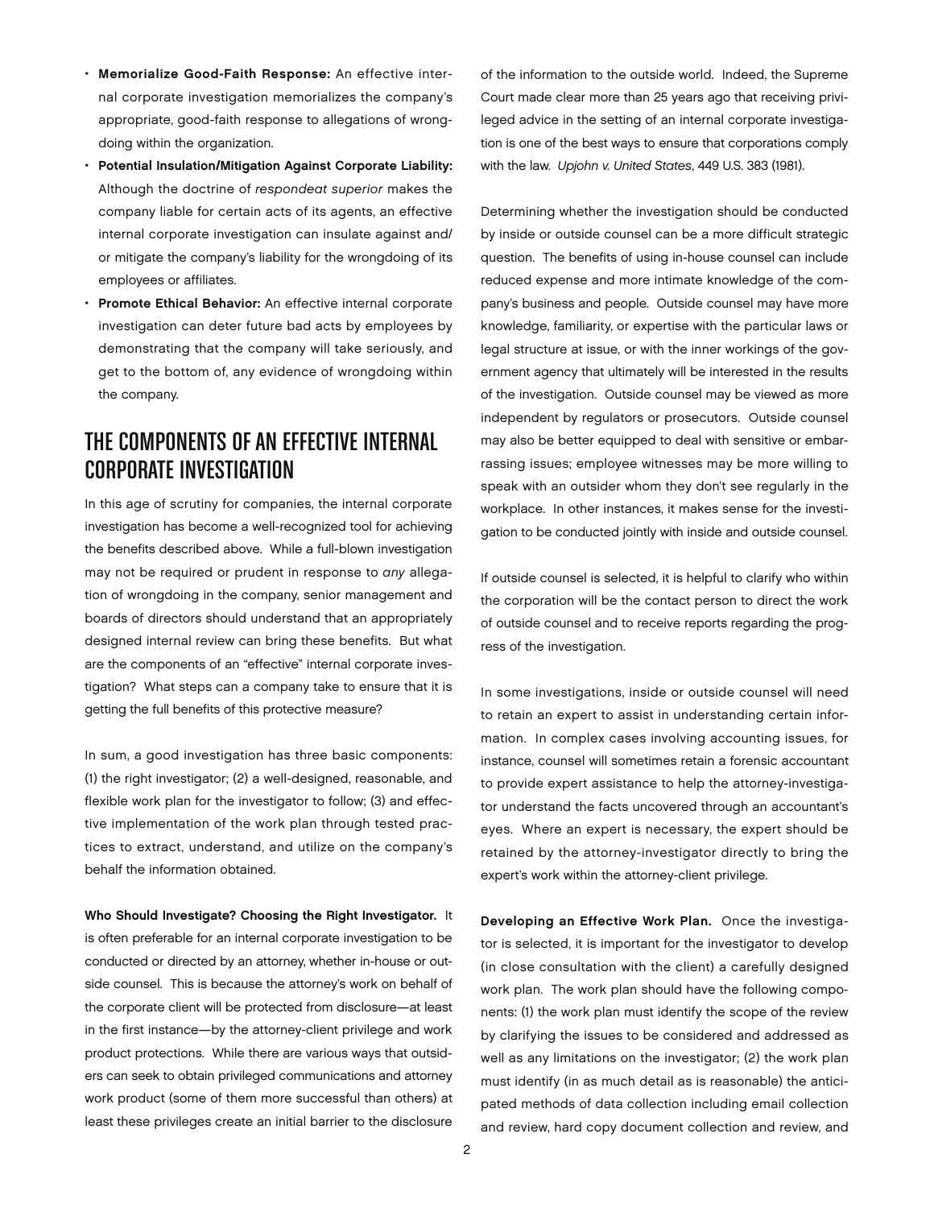- **Memorialize Good-Faith Response:** An effective internal corporate investigation memorializes the company's appropriate, good-faith response to allegations of wrongdoing within the organization.
- **Potential Insulation/Mitigation Against Corporate Liability:** Although the doctrine of *respondeat superior* makes the company liable for certain acts of its agents, an effective internal corporate investigation can insulate against and/or mitigate the company's liability for the wrongdoing of its employees or affiliates.
- **Promote Ethical Behavior:** An effective internal corporate investigation can deter future bad acts by employees by demonstrating that the company will take seriously, and get to the bottom of, any evidence of wrongdoing within the company.

## THE COMPONENTS OF AN EFFECTIVE INTERNAL CORPORATE INVESTIGATION

In this age of scrutiny for companies, the internal corporate investigation has become a well-recognized tool for achieving the benefits described above. While a full-blown investigation may not be required or prudent in response to *any* allegation of wrongdoing in the company, senior management and boards of directors should understand that an appropriately designed internal review can bring these benefits. But what are the components of an "effective" internal corporate investigation? What steps can a company take to ensure that it is getting the full benefits of this protective measure?

In sum, a good investigation has three basic components: (1) the right investigator; (2) a well-designed, reasonable, and flexible work plan for the investigator to follow; (3) and effective implementation of the work plan through tested practices to extract, understand, and utilize on the company's behalf the information obtained.

**Who Should Investigate? Choosing the Right Investigator.** It is often preferable for an internal corporate investigation to be conducted or directed by an attorney, whether in-house or outside counsel. This is because the attorney's work on behalf of the corporate client will be protected from disclosure—at least in the first instance—by the attorney-client privilege and work product protections. While there are various ways that outsiders can seek to obtain privileged communications and attorney work product (some of them more successful than others) at least these privileges create an initial barrier to the disclosure of the information to the outside world. Indeed, the Supreme Court made clear more than 25 years ago that receiving privileged advice in the setting of an internal corporate investigation is one of the best ways to ensure that corporations comply with the law. *Upjohn v. United States*, 449 U.S. 383 (1981).

Determining whether the investigation should be conducted by inside or outside counsel can be a more difficult strategic question. The benefits of using in-house counsel can include reduced expense and more intimate knowledge of the company's business and people. Outside counsel may have more knowledge, familiarity, or expertise with the particular laws or legal structure at issue, or with the inner workings of the government agency that ultimately will be interested in the results of the investigation. Outside counsel may be viewed as more independent by regulators or prosecutors. Outside counsel may also be better equipped to deal with sensitive or embarrassing issues; employee witnesses may be more willing to speak with an outsider whom they don't see regularly in the workplace. In other instances, it makes sense for the investigation to be conducted jointly with inside and outside counsel.

If outside counsel is selected, it is helpful to clarify who within the corporation will be the contact person to direct the work of outside counsel and to receive reports regarding the progress of the investigation.

In some investigations, inside or outside counsel will need to retain an expert to assist in understanding certain information. In complex cases involving accounting issues, for instance, counsel will sometimes retain a forensic accountant to provide expert assistance to help the attorney-investigator understand the facts uncovered through an accountant's eyes. Where an expert is necessary, the expert should be retained by the attorney-investigator directly to bring the expert's work within the attorney-client privilege.

**Developing an Effective Work Plan.** Once the investigator is selected, it is important for the investigator to develop (in close consultation with the client) a carefully designed work plan. The work plan should have the following components: (1) the work plan must identify the scope of the review by clarifying the issues to be considered and addressed as well as any limitations on the investigator; (2) the work plan must identify (in as much detail as is reasonable) the anticipated methods of data collection including email collection and review, hard copy document collection and review, and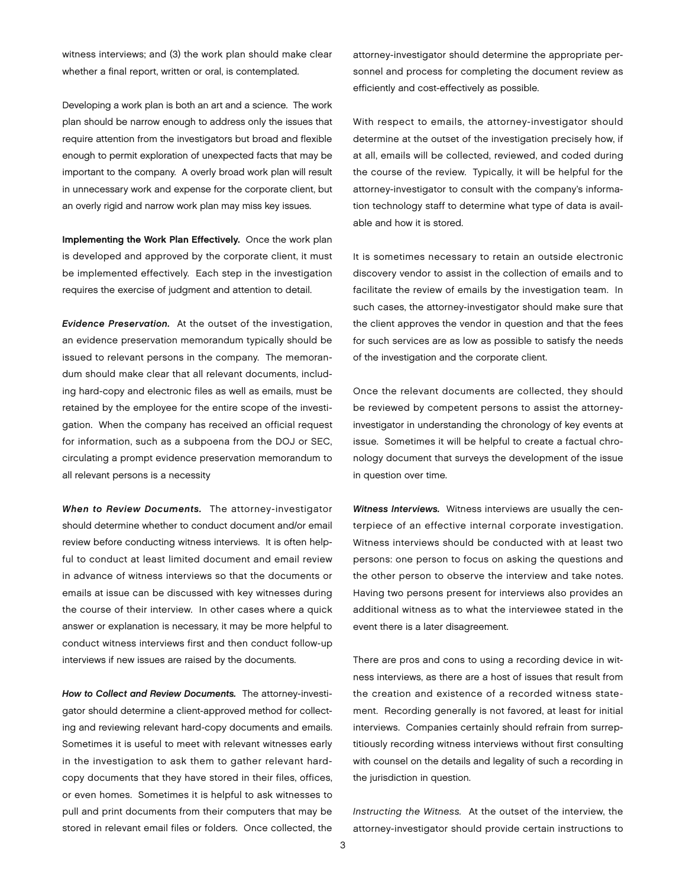witness interviews; and (3) the work plan should make clear whether a final report, written or oral, is contemplated.

Developing a work plan is both an art and a science. The work plan should be narrow enough to address only the issues that require attention from the investigators but broad and flexible enough to permit exploration of unexpected facts that may be important to the company. A overly broad work plan will result in unnecessary work and expense for the corporate client, but an overly rigid and narrow work plan may miss key issues.

**Implementing the Work Plan Effectively.** Once the work plan is developed and approved by the corporate client, it must be implemented effectively. Each step in the investigation requires the exercise of judgment and attention to detail.

***Evidence Preservation.*** At the outset of the investigation, an evidence preservation memorandum typically should be issued to relevant persons in the company. The memorandum should make clear that all relevant documents, including hard-copy and electronic files as well as emails, must be retained by the employee for the entire scope of the investigation. When the company has received an official request for information, such as a subpoena from the DOJ or SEC, circulating a prompt evidence preservation memorandum to all relevant persons is a necessity

***When to Review Documents.*** The attorney-investigator should determine whether to conduct document and/or email review before conducting witness interviews. It is often helpful to conduct at least limited document and email review in advance of witness interviews so that the documents or emails at issue can be discussed with key witnesses during the course of their interview. In other cases where a quick answer or explanation is necessary, it may be more helpful to conduct witness interviews first and then conduct follow-up interviews if new issues are raised by the documents.

***How to Collect and Review Documents.*** The attorney-investigator should determine a client-approved method for collecting and reviewing relevant hard-copy documents and emails. Sometimes it is useful to meet with relevant witnesses early in the investigation to ask them to gather relevant hard-copy documents that they have stored in their files, offices, or even homes. Sometimes it is helpful to ask witnesses to pull and print documents from their computers that may be stored in relevant email files or folders. Once collected, the attorney-investigator should determine the appropriate personnel and process for completing the document review as efficiently and cost-effectively as possible.

With respect to emails, the attorney-investigator should determine at the outset of the investigation precisely how, if at all, emails will be collected, reviewed, and coded during the course of the review. Typically, it will be helpful for the attorney-investigator to consult with the company's information technology staff to determine what type of data is available and how it is stored.

It is sometimes necessary to retain an outside electronic discovery vendor to assist in the collection of emails and to facilitate the review of emails by the investigation team. In such cases, the attorney-investigator should make sure that the client approves the vendor in question and that the fees for such services are as low as possible to satisfy the needs of the investigation and the corporate client.

Once the relevant documents are collected, they should be reviewed by competent persons to assist the attorney-investigator in understanding the chronology of key events at issue. Sometimes it will be helpful to create a factual chronology document that surveys the development of the issue in question over time.

***Witness Interviews.*** Witness interviews are usually the centerpiece of an effective internal corporate investigation. Witness interviews should be conducted with at least two persons: one person to focus on asking the questions and the other person to observe the interview and take notes. Having two persons present for interviews also provides an additional witness as to what the interviewee stated in the event there is a later disagreement.

There are pros and cons to using a recording device in witness interviews, as there are a host of issues that result from the creation and existence of a recorded witness statement. Recording generally is not favored, at least for initial interviews. Companies certainly should refrain from surreptitiously recording witness interviews without first consulting with counsel on the details and legality of such a recording in the jurisdiction in question.

*Instructing the Witness.* At the outset of the interview, the attorney-investigator should provide certain instructions to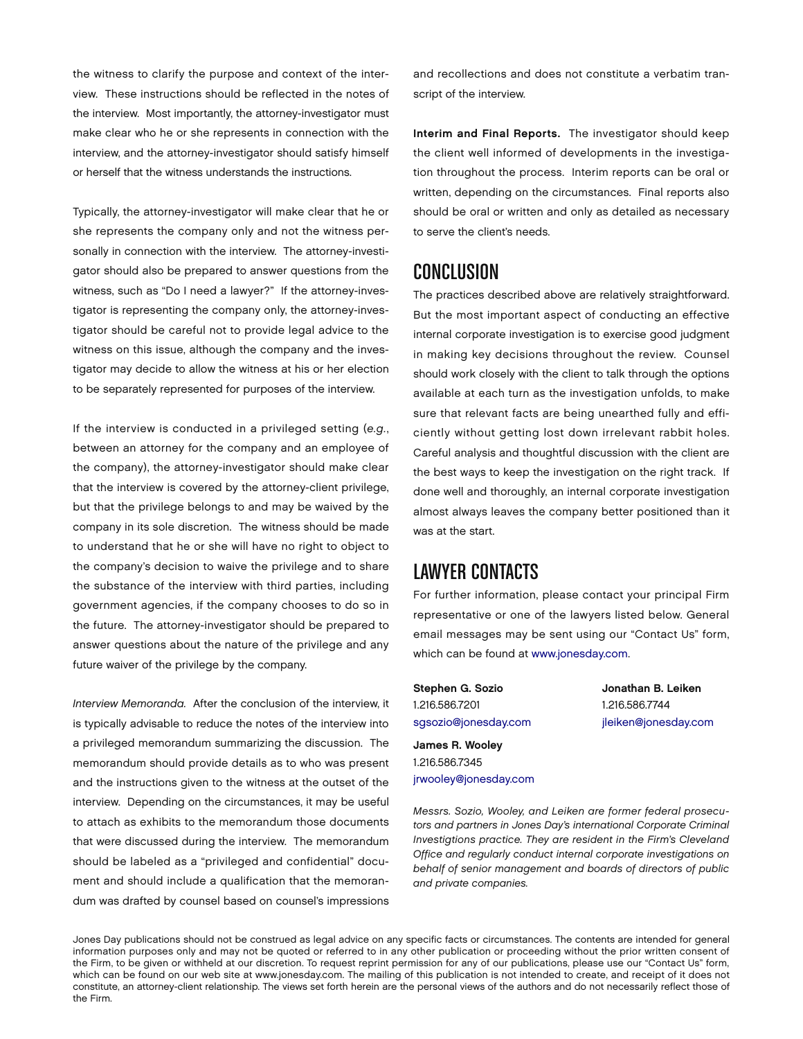the witness to clarify the purpose and context of the interview. These instructions should be reflected in the notes of the interview. Most importantly, the attorney-investigator must make clear who he or she represents in connection with the interview, and the attorney-investigator should satisfy himself or herself that the witness understands the instructions.

Typically, the attorney-investigator will make clear that he or she represents the company only and not the witness personally in connection with the interview. The attorney-investigator should also be prepared to answer questions from the witness, such as "Do I need a lawyer?" If the attorney-investigator is representing the company only, the attorney-investigator should be careful not to provide legal advice to the witness on this issue, although the company and the investigator may decide to allow the witness at his or her election to be separately represented for purposes of the interview.

If the interview is conducted in a privileged setting (*e.g.*, between an attorney for the company and an employee of the company), the attorney-investigator should make clear that the interview is covered by the attorney-client privilege, but that the privilege belongs to and may be waived by the company in its sole discretion. The witness should be made to understand that he or she will have no right to object to the company's decision to waive the privilege and to share the substance of the interview with third parties, including government agencies, if the company chooses to do so in the future. The attorney-investigator should be prepared to answer questions about the nature of the privilege and any future waiver of the privilege by the company.

*Interview Memoranda.* After the conclusion of the interview, it is typically advisable to reduce the notes of the interview into a privileged memorandum summarizing the discussion. The memorandum should provide details as to who was present and the instructions given to the witness at the outset of the interview. Depending on the circumstances, it may be useful to attach as exhibits to the memorandum those documents that were discussed during the interview. The memorandum should be labeled as a "privileged and confidential" document and should include a qualification that the memorandum was drafted by counsel based on counsel's impressions and recollections and does not constitute a verbatim transcript of the interview.

**Interim and Final Reports.** The investigator should keep the client well informed of developments in the investigation throughout the process. Interim reports can be oral or written, depending on the circumstances. Final reports also should be oral or written and only as detailed as necessary to serve the client's needs.

## CONCLUSION

The practices described above are relatively straightforward. But the most important aspect of conducting an effective internal corporate investigation is to exercise good judgment in making key decisions throughout the review. Counsel should work closely with the client to talk through the options available at each turn as the investigation unfolds, to make sure that relevant facts are being unearthed fully and efficiently without getting lost down irrelevant rabbit holes. Careful analysis and thoughtful discussion with the client are the best ways to keep the investigation on the right track. If done well and thoroughly, an internal corporate investigation almost always leaves the company better positioned than it was at the start.

## LAWYER CONTACTS

For further information, please contact your principal Firm representative or one of the lawyers listed below. General email messages may be sent using our "Contact Us" form, which can be found at www.jonesday.com.

**Stephen G. Sozio**
1.216.586.7201
sgsozio@jonesday.com

**Jonathan B. Leiken**
1.216.586.7744
jleiken@jonesday.com

**James R. Wooley**
1.216.586.7345
jrwooley@jonesday.com

*Messrs. Sozio, Wooley, and Leiken are former federal prosecutors and partners in Jones Day's international Corporate Criminal Investigtions practice. They are resident in the Firm's Cleveland Office and regularly conduct internal corporate investigations on behalf of senior management and boards of directors of public and private companies.*

Jones Day publications should not be construed as legal advice on any specific facts or circumstances. The contents are intended for general information purposes only and may not be quoted or referred to in any other publication or proceeding without the prior written consent of the Firm, to be given or withheld at our discretion. To request reprint permission for any of our publications, please use our "Contact Us" form, which can be found on our web site at www.jonesday.com. The mailing of this publication is not intended to create, and receipt of it does not constitute, an attorney-client relationship. The views set forth herein are the personal views of the authors and do not necessarily reflect those of the Firm.